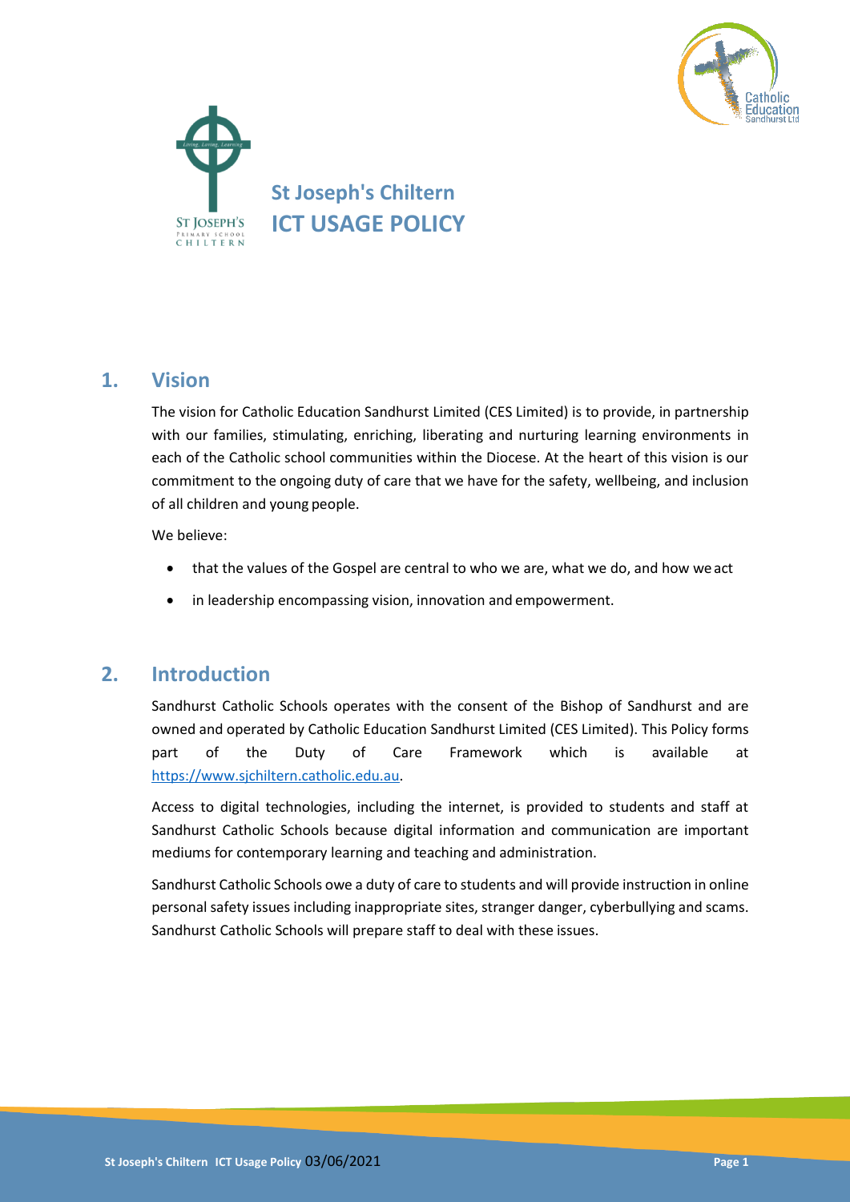# St Joseph's Chiltern
# ICT USAGE POLICY

## 1. Vision

The vision for Catholic Education Sandhurst Limited (CES Limited) is to provide, in partnership with our families, stimulating, enriching, liberating and nurturing learning environments in each of the Catholic school communities within the Diocese. At the heart of this vision is our commitment to the ongoing duty of care that we have for the safety, wellbeing, and inclusion of all children and young people.

We believe:

- that the values of the Gospel are central to who we are, what we do, and how we act
- in leadership encompassing vision, innovation and empowerment.

## 2. Introduction

Sandhurst Catholic Schools operates with the consent of the Bishop of Sandhurst and are owned and operated by Catholic Education Sandhurst Limited (CES Limited). This Policy forms part of the Duty of Care Framework which is available at https://www.sjchiltern.catholic.edu.au.

Access to digital technologies, including the internet, is provided to students and staff at Sandhurst Catholic Schools because digital information and communication are important mediums for contemporary learning and teaching and administration.

Sandhurst Catholic Schools owe a duty of care to students and will provide instruction in online personal safety issues including inappropriate sites, stranger danger, cyberbullying and scams. Sandhurst Catholic Schools will prepare staff to deal with these issues.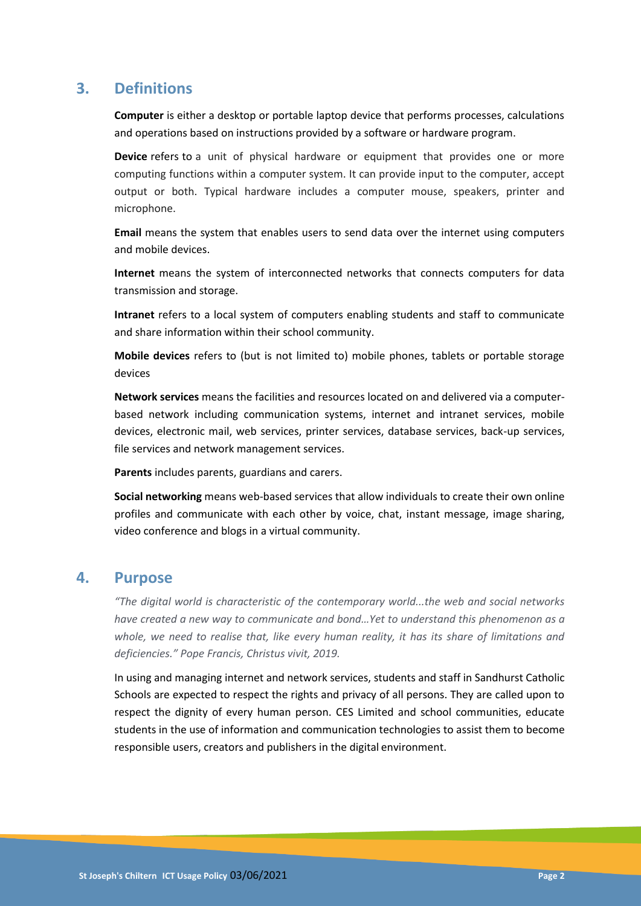## 3. Definitions

**Computer** is either a desktop or portable laptop device that performs processes, calculations and operations based on instructions provided by a software or hardware program.

**Device** refers to a unit of physical hardware or equipment that provides one or more computing functions within a computer system. It can provide input to the computer, accept output or both. Typical hardware includes a computer mouse, speakers, printer and microphone.

**Email** means the system that enables users to send data over the internet using computers and mobile devices.

**Internet** means the system of interconnected networks that connects computers for data transmission and storage.

**Intranet** refers to a local system of computers enabling students and staff to communicate and share information within their school community.

**Mobile devices** refers to (but is not limited to) mobile phones, tablets or portable storage devices

**Network services** means the facilities and resources located on and delivered via a computer-based network including communication systems, internet and intranet services, mobile devices, electronic mail, web services, printer services, database services, back-up services, file services and network management services.

**Parents** includes parents, guardians and carers.

**Social networking** means web-based services that allow individuals to create their own online profiles and communicate with each other by voice, chat, instant message, image sharing, video conference and blogs in a virtual community.

## 4. Purpose

*"The digital world is characteristic of the contemporary world...the web and social networks have created a new way to communicate and bond…Yet to understand this phenomenon as a whole, we need to realise that, like every human reality, it has its share of limitations and deficiencies." Pope Francis, Christus vivit, 2019.*

In using and managing internet and network services, students and staff in Sandhurst Catholic Schools are expected to respect the rights and privacy of all persons. They are called upon to respect the dignity of every human person. CES Limited and school communities, educate students in the use of information and communication technologies to assist them to become responsible users, creators and publishers in the digital environment.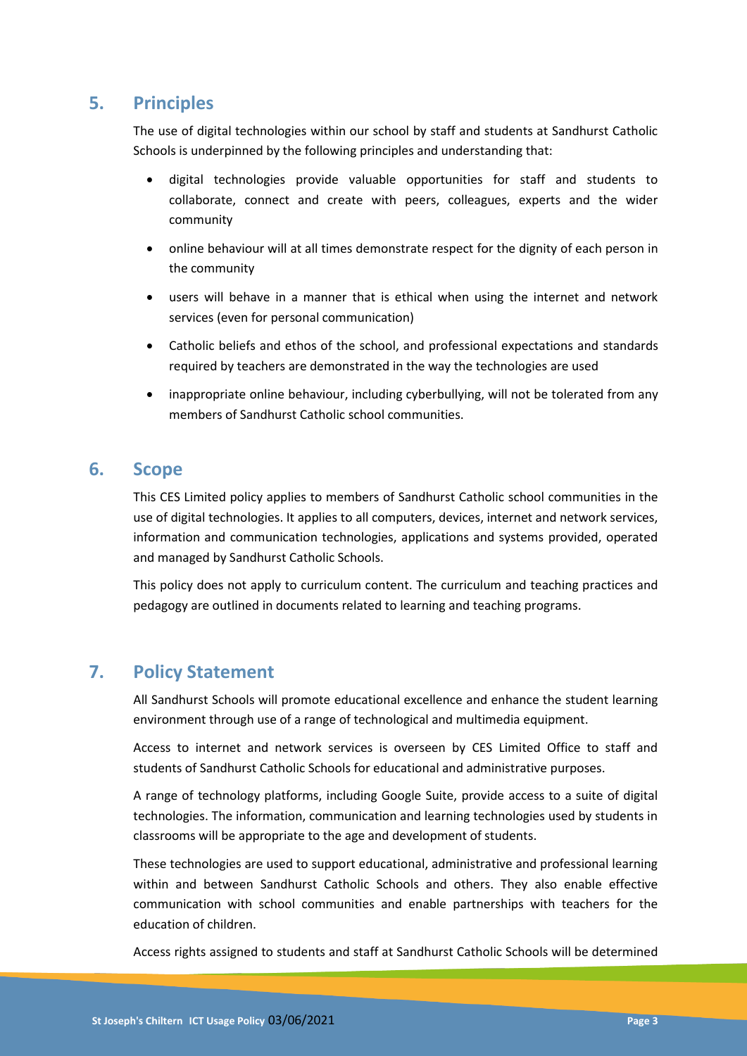## 5. Principles

The use of digital technologies within our school by staff and students at Sandhurst Catholic Schools is underpinned by the following principles and understanding that:

- digital technologies provide valuable opportunities for staff and students to collaborate, connect and create with peers, colleagues, experts and the wider community
- online behaviour will at all times demonstrate respect for the dignity of each person in the community
- users will behave in a manner that is ethical when using the internet and network services (even for personal communication)
- Catholic beliefs and ethos of the school, and professional expectations and standards required by teachers are demonstrated in the way the technologies are used
- inappropriate online behaviour, including cyberbullying, will not be tolerated from any members of Sandhurst Catholic school communities.

## 6. Scope

This CES Limited policy applies to members of Sandhurst Catholic school communities in the use of digital technologies. It applies to all computers, devices, internet and network services, information and communication technologies, applications and systems provided, operated and managed by Sandhurst Catholic Schools.

This policy does not apply to curriculum content. The curriculum and teaching practices and pedagogy are outlined in documents related to learning and teaching programs.

## 7. Policy Statement

All Sandhurst Schools will promote educational excellence and enhance the student learning environment through use of a range of technological and multimedia equipment.

Access to internet and network services is overseen by CES Limited Office to staff and students of Sandhurst Catholic Schools for educational and administrative purposes.

A range of technology platforms, including Google Suite, provide access to a suite of digital technologies. The information, communication and learning technologies used by students in classrooms will be appropriate to the age and development of students.

These technologies are used to support educational, administrative and professional learning within and between Sandhurst Catholic Schools and others. They also enable effective communication with school communities and enable partnerships with teachers for the education of children.

Access rights assigned to students and staff at Sandhurst Catholic Schools will be determined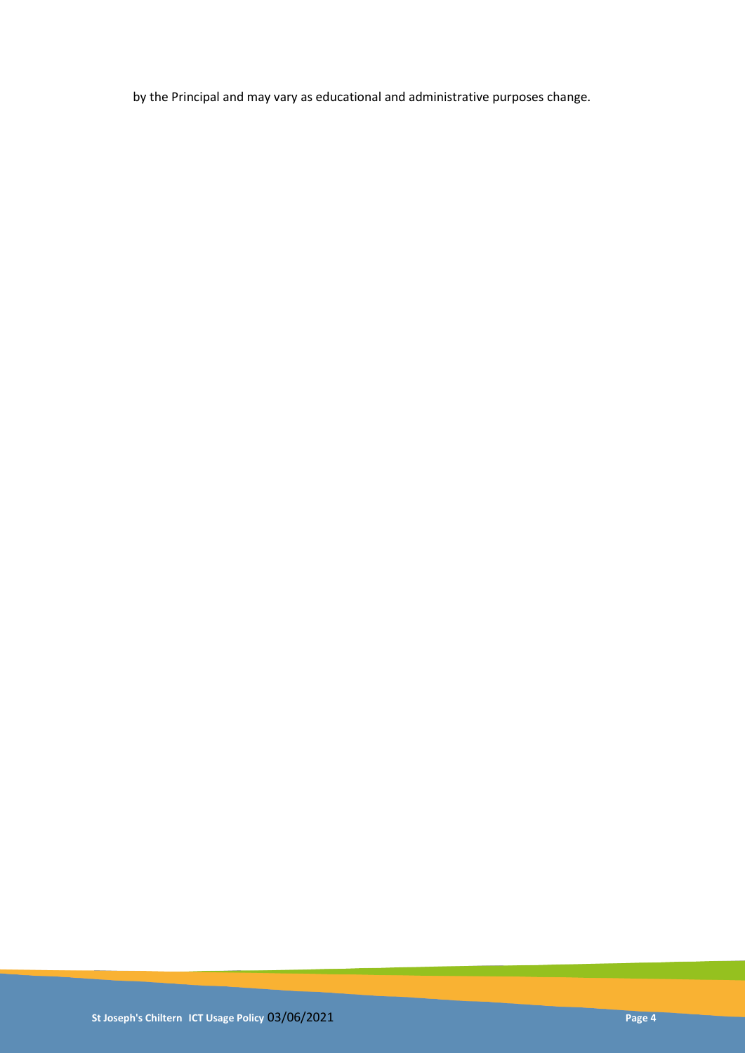by the Principal and may vary as educational and administrative purposes change.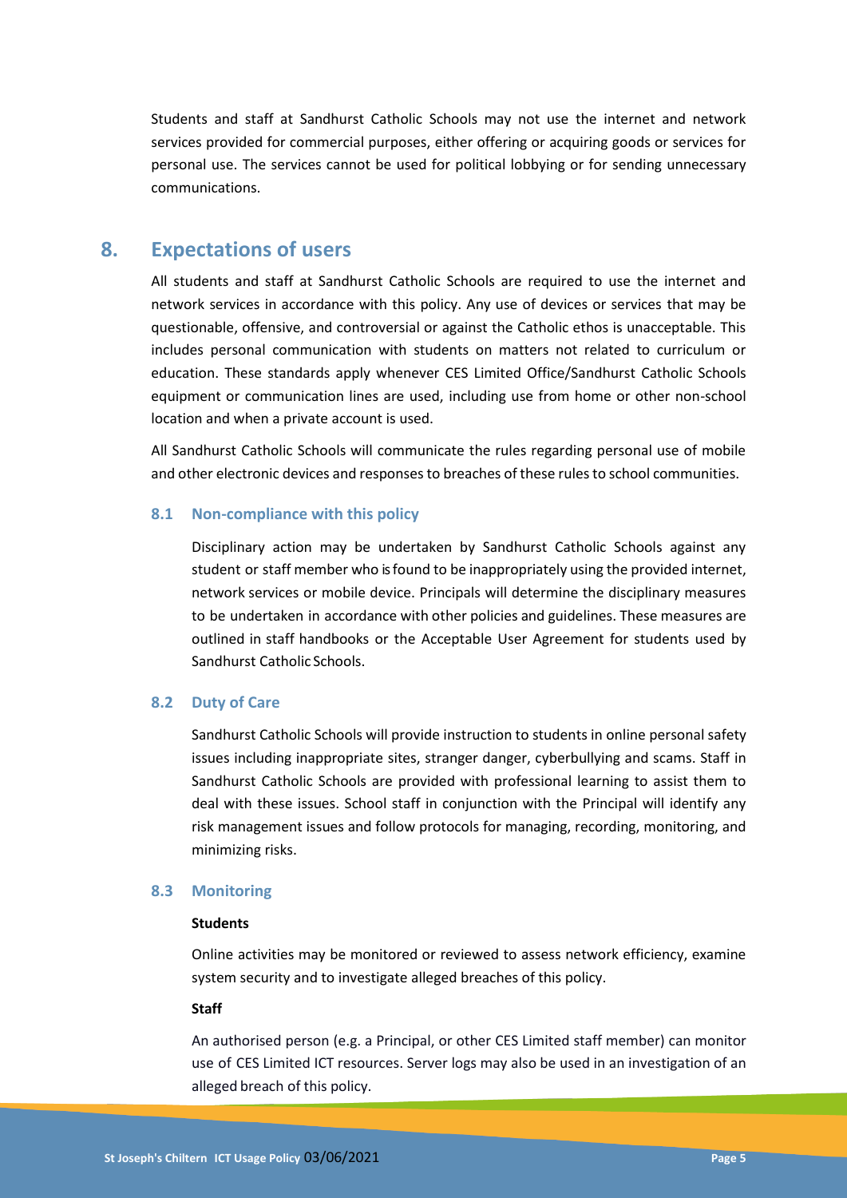Students and staff at Sandhurst Catholic Schools may not use the internet and network services provided for commercial purposes, either offering or acquiring goods or services for personal use. The services cannot be used for political lobbying or for sending unnecessary communications.

## 8. Expectations of users

All students and staff at Sandhurst Catholic Schools are required to use the internet and network services in accordance with this policy. Any use of devices or services that may be questionable, offensive, and controversial or against the Catholic ethos is unacceptable. This includes personal communication with students on matters not related to curriculum or education. These standards apply whenever CES Limited Office/Sandhurst Catholic Schools equipment or communication lines are used, including use from home or other non-school location and when a private account is used.

All Sandhurst Catholic Schools will communicate the rules regarding personal use of mobile and other electronic devices and responses to breaches of these rules to school communities.

### 8.1 Non-compliance with this policy

Disciplinary action may be undertaken by Sandhurst Catholic Schools against any student or staff member who is found to be inappropriately using the provided internet, network services or mobile device. Principals will determine the disciplinary measures to be undertaken in accordance with other policies and guidelines. These measures are outlined in staff handbooks or the Acceptable User Agreement for students used by Sandhurst Catholic Schools.

### 8.2 Duty of Care

Sandhurst Catholic Schools will provide instruction to students in online personal safety issues including inappropriate sites, stranger danger, cyberbullying and scams. Staff in Sandhurst Catholic Schools are provided with professional learning to assist them to deal with these issues. School staff in conjunction with the Principal will identify any risk management issues and follow protocols for managing, recording, monitoring, and minimizing risks.

### 8.3 Monitoring

**Students**

Online activities may be monitored or reviewed to assess network efficiency, examine system security and to investigate alleged breaches of this policy.

**Staff**

An authorised person (e.g. a Principal, or other CES Limited staff member) can monitor use of CES Limited ICT resources. Server logs may also be used in an investigation of an alleged breach of this policy.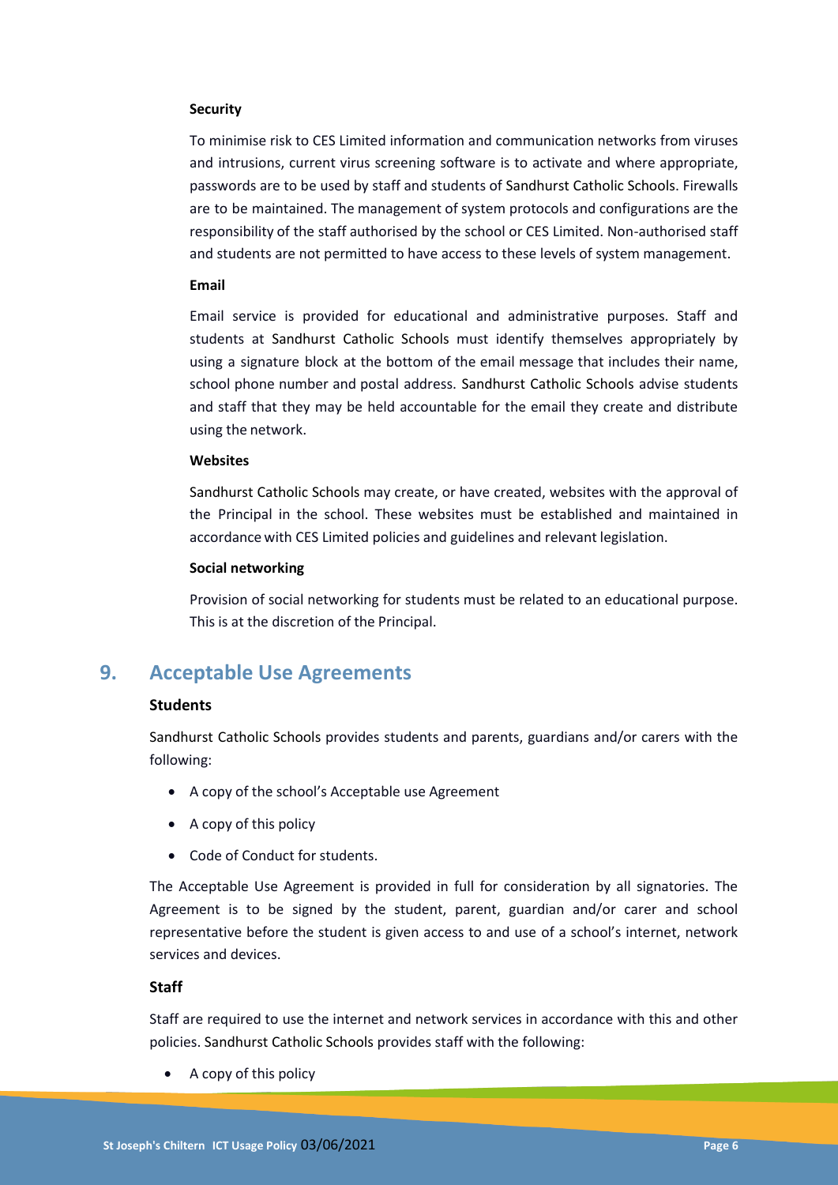**Security**

To minimise risk to CES Limited information and communication networks from viruses and intrusions, current virus screening software is to activate and where appropriate, passwords are to be used by staff and students of Sandhurst Catholic Schools. Firewalls are to be maintained. The management of system protocols and configurations are the responsibility of the staff authorised by the school or CES Limited. Non-authorised staff and students are not permitted to have access to these levels of system management.

**Email**

Email service is provided for educational and administrative purposes. Staff and students at Sandhurst Catholic Schools must identify themselves appropriately by using a signature block at the bottom of the email message that includes their name, school phone number and postal address. Sandhurst Catholic Schools advise students and staff that they may be held accountable for the email they create and distribute using the network.

**Websites**

Sandhurst Catholic Schools may create, or have created, websites with the approval of the Principal in the school. These websites must be established and maintained in accordance with CES Limited policies and guidelines and relevant legislation.

**Social networking**

Provision of social networking for students must be related to an educational purpose. This is at the discretion of the Principal.

## 9. Acceptable Use Agreements

### Students

Sandhurst Catholic Schools provides students and parents, guardians and/or carers with the following:

- A copy of the school's Acceptable use Agreement
- A copy of this policy
- Code of Conduct for students.

The Acceptable Use Agreement is provided in full for consideration by all signatories. The Agreement is to be signed by the student, parent, guardian and/or carer and school representative before the student is given access to and use of a school's internet, network services and devices.

### Staff

Staff are required to use the internet and network services in accordance with this and other policies. Sandhurst Catholic Schools provides staff with the following:

- A copy of this policy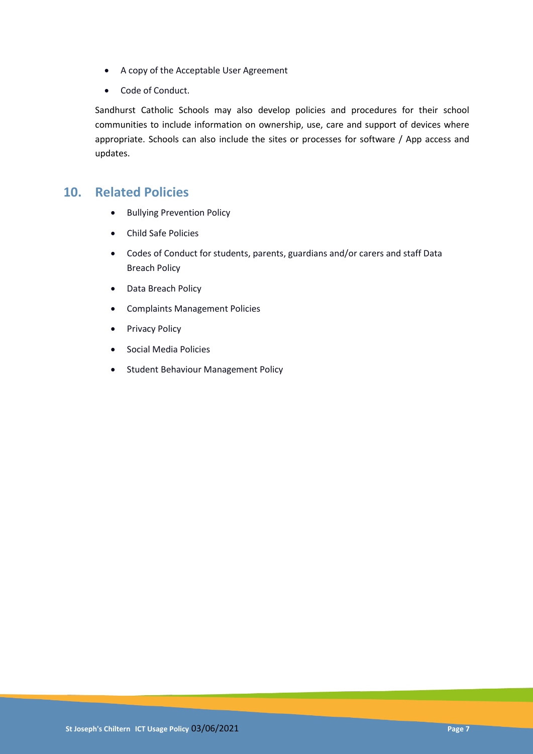- A copy of the Acceptable User Agreement
- Code of Conduct.

Sandhurst Catholic Schools may also develop policies and procedures for their school communities to include information on ownership, use, care and support of devices where appropriate. Schools can also include the sites or processes for software / App access and updates.

## 10. Related Policies

- Bullying Prevention Policy
- Child Safe Policies
- Codes of Conduct for students, parents, guardians and/or carers and staff Data Breach Policy
- Data Breach Policy
- Complaints Management Policies
- Privacy Policy
- Social Media Policies
- Student Behaviour Management Policy